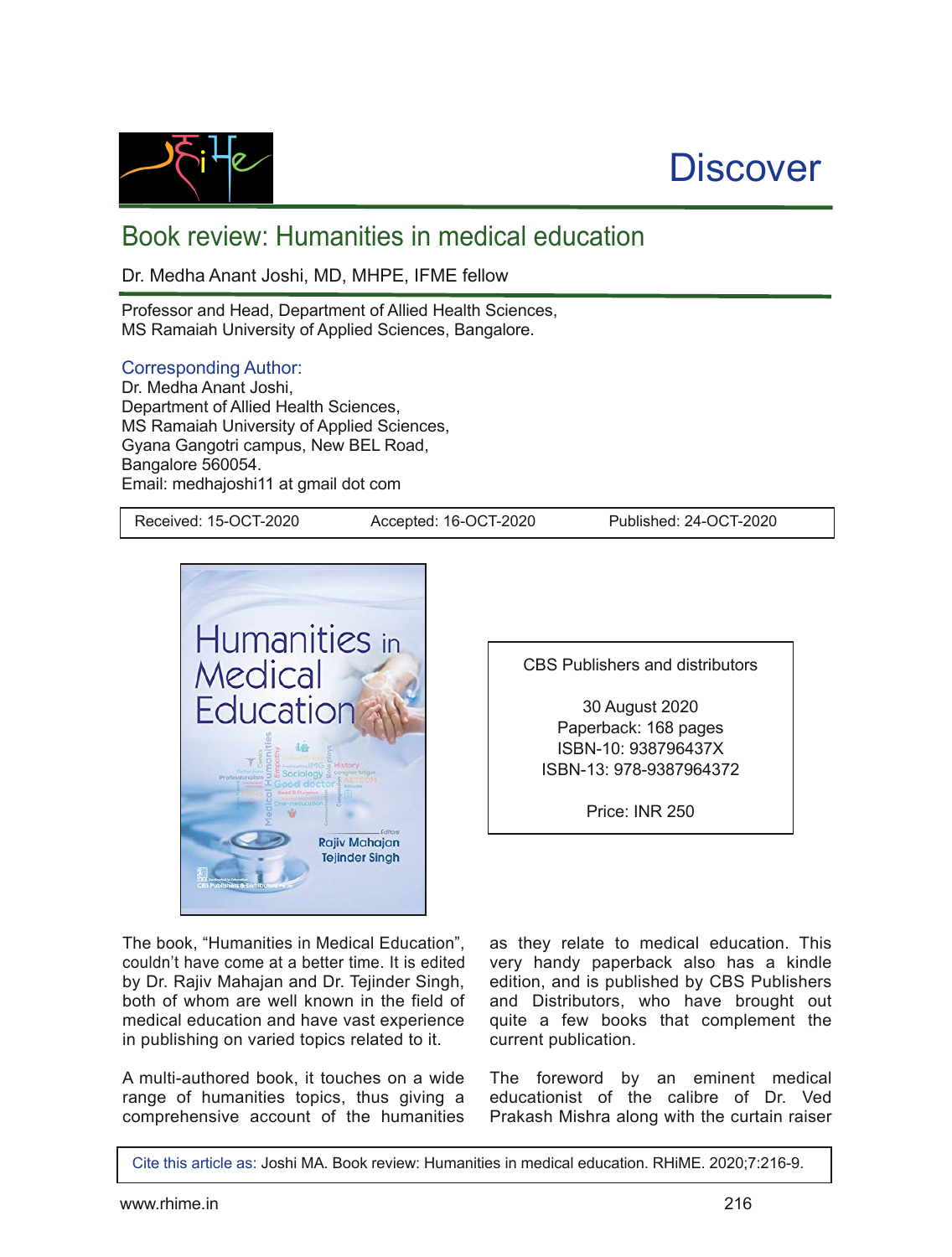# Discover

## Book review: Humanities in medical education

Dr. Medha Anant Joshi, MD, MHPE, IFME fellow

Professor and Head, Department of Allied Health Sciences,
MS Ramaiah University of Applied Sciences, Bangalore.

**Corresponding Author:**
Dr. Medha Anant Joshi,
Department of Allied Health Sciences,
MS Ramaiah University of Applied Sciences,
Gyana Gangotri campus, New BEL Road,
Bangalore 560054.
Email: medhajoshi11 at gmail dot com

| Received: 15-OCT-2020 | Accepted: 16-OCT-2020 | Published: 24-OCT-2020 |
|---|---|---|

CBS Publishers and distributors

30 August 2020
Paperback: 168 pages
ISBN-10: 938796437X
ISBN-13: 978-9387964372

Price: INR 250

The book, "Humanities in Medical Education", couldn't have come at a better time. It is edited by Dr. Rajiv Mahajan and Dr. Tejinder Singh, both of whom are well known in the field of medical education and have vast experience in publishing on varied topics related to it.

A multi-authored book, it touches on a wide range of humanities topics, thus giving a comprehensive account of the humanities as they relate to medical education. This very handy paperback also has a kindle edition, and is published by CBS Publishers and Distributors, who have brought out quite a few books that complement the current publication.

The foreword by an eminent medical educationist of the calibre of Dr. Ved Prakash Mishra along with the curtain raiser

Cite this article as: Joshi MA. Book review: Humanities in medical education. RHiME. 2020;7:216-9.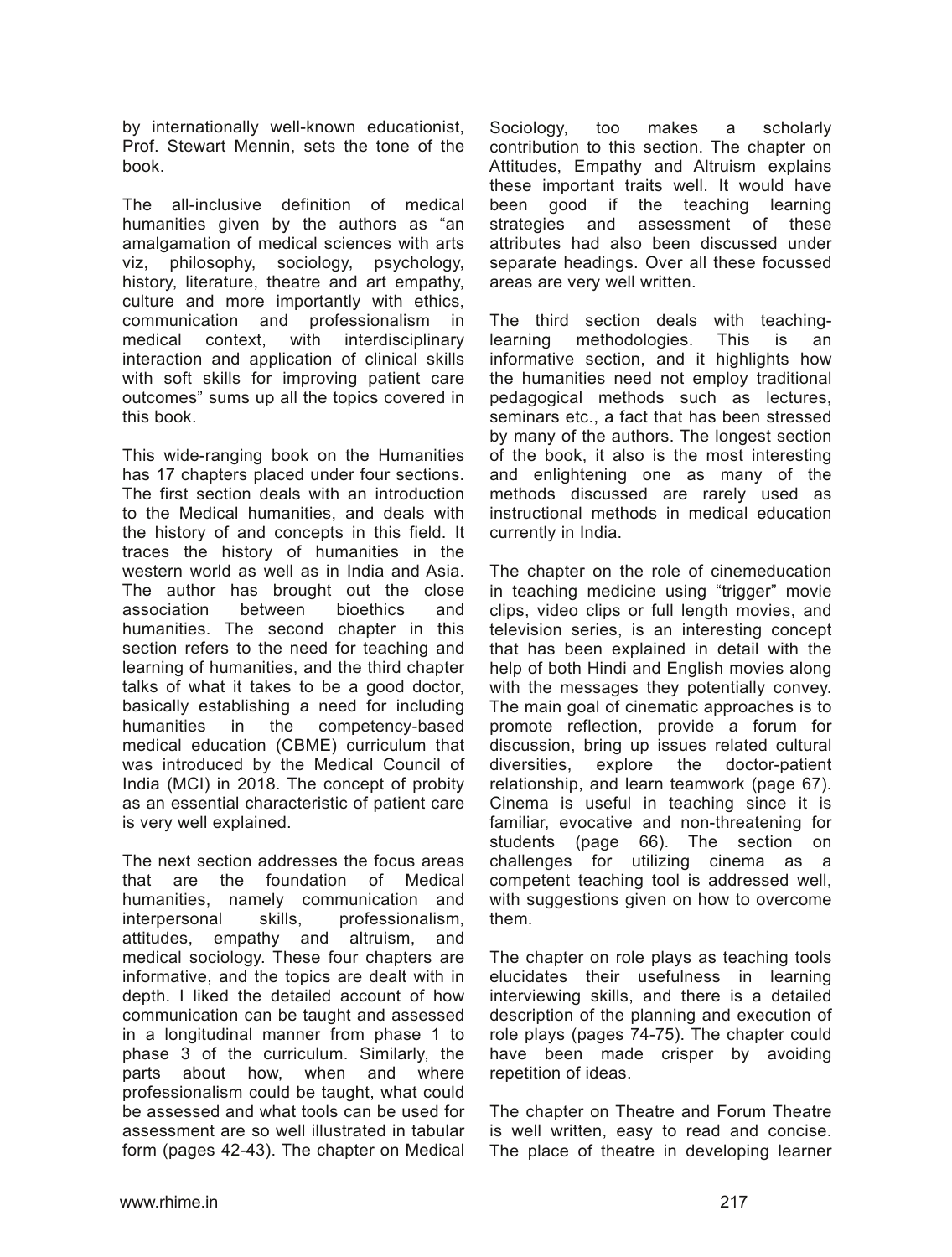by internationally well-known educationist, Prof. Stewart Mennin, sets the tone of the book.

The all-inclusive definition of medical humanities given by the authors as "an amalgamation of medical sciences with arts viz, philosophy, sociology, psychology, history, literature, theatre and art empathy, culture and more importantly with ethics, communication and professionalism in medical context, with interdisciplinary interaction and application of clinical skills with soft skills for improving patient care outcomes" sums up all the topics covered in this book.

This wide-ranging book on the Humanities has 17 chapters placed under four sections. The first section deals with an introduction to the Medical humanities, and deals with the history of and concepts in this field. It traces the history of humanities in the western world as well as in India and Asia. The author has brought out the close association between bioethics and humanities. The second chapter in this section refers to the need for teaching and learning of humanities, and the third chapter talks of what it takes to be a good doctor, basically establishing a need for including humanities in the competency-based medical education (CBME) curriculum that was introduced by the Medical Council of India (MCI) in 2018. The concept of probity as an essential characteristic of patient care is very well explained.

The next section addresses the focus areas that are the foundation of Medical humanities, namely communication and interpersonal skills, professionalism, attitudes, empathy and altruism, and medical sociology. These four chapters are informative, and the topics are dealt with in depth. I liked the detailed account of how communication can be taught and assessed in a longitudinal manner from phase 1 to phase 3 of the curriculum. Similarly, the parts about how, when and where professionalism could be taught, what could be assessed and what tools can be used for assessment are so well illustrated in tabular form (pages 42-43). The chapter on Medical Sociology, too makes a scholarly contribution to this section. The chapter on Attitudes, Empathy and Altruism explains these important traits well. It would have been good if the teaching learning strategies and assessment of these attributes had also been discussed under separate headings. Over all these focussed areas are very well written.

The third section deals with teaching-learning methodologies. This is an informative section, and it highlights how the humanities need not employ traditional pedagogical methods such as lectures, seminars etc., a fact that has been stressed by many of the authors. The longest section of the book, it also is the most interesting and enlightening one as many of the methods discussed are rarely used as instructional methods in medical education currently in India.

The chapter on the role of cinemeducation in teaching medicine using "trigger" movie clips, video clips or full length movies, and television series, is an interesting concept that has been explained in detail with the help of both Hindi and English movies along with the messages they potentially convey. The main goal of cinematic approaches is to promote reflection, provide a forum for discussion, bring up issues related cultural diversities, explore the doctor-patient relationship, and learn teamwork (page 67). Cinema is useful in teaching since it is familiar, evocative and non-threatening for students (page 66). The section on challenges for utilizing cinema as a competent teaching tool is addressed well, with suggestions given on how to overcome them.

The chapter on role plays as teaching tools elucidates their usefulness in learning interviewing skills, and there is a detailed description of the planning and execution of role plays (pages 74-75). The chapter could have been made crisper by avoiding repetition of ideas.

The chapter on Theatre and Forum Theatre is well written, easy to read and concise. The place of theatre in developing learner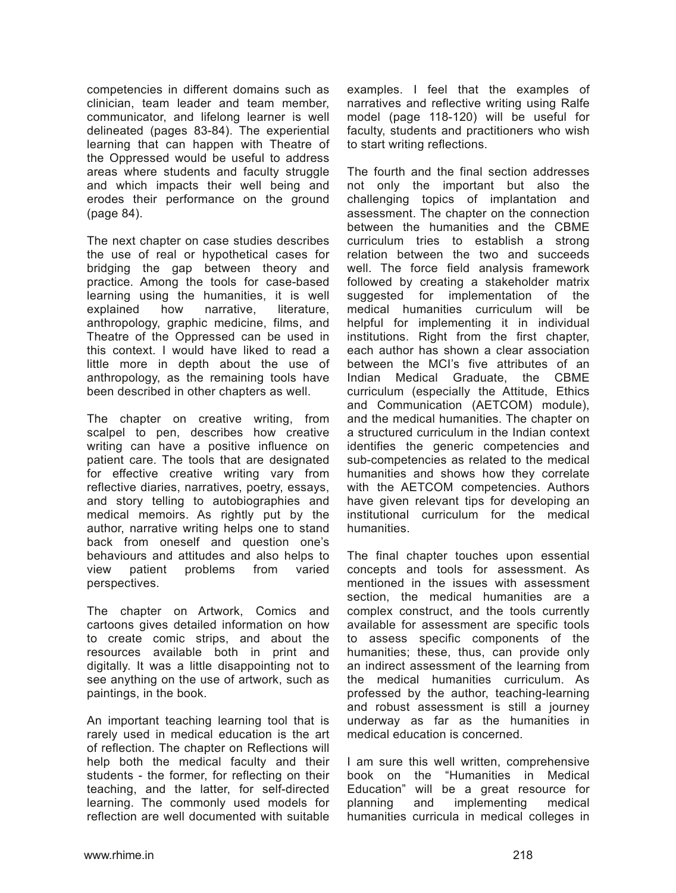competencies in different domains such as clinician, team leader and team member, communicator, and lifelong learner is well delineated (pages 83-84). The experiential learning that can happen with Theatre of the Oppressed would be useful to address areas where students and faculty struggle and which impacts their well being and erodes their performance on the ground (page 84).

The next chapter on case studies describes the use of real or hypothetical cases for bridging the gap between theory and practice. Among the tools for case-based learning using the humanities, it is well explained how narrative, literature, anthropology, graphic medicine, films, and Theatre of the Oppressed can be used in this context. I would have liked to read a little more in depth about the use of anthropology, as the remaining tools have been described in other chapters as well.

The chapter on creative writing, from scalpel to pen, describes how creative writing can have a positive influence on patient care. The tools that are designated for effective creative writing vary from reflective diaries, narratives, poetry, essays, and story telling to autobiographies and medical memoirs. As rightly put by the author, narrative writing helps one to stand back from oneself and question one's behaviours and attitudes and also helps to view patient problems from varied perspectives.

The chapter on Artwork, Comics and cartoons gives detailed information on how to create comic strips, and about the resources available both in print and digitally. It was a little disappointing not to see anything on the use of artwork, such as paintings, in the book.

An important teaching learning tool that is rarely used in medical education is the art of reflection. The chapter on Reflections will help both the medical faculty and their students - the former, for reflecting on their teaching, and the latter, for self-directed learning. The commonly used models for reflection are well documented with suitable examples. I feel that the examples of narratives and reflective writing using Ralfe model (page 118-120) will be useful for faculty, students and practitioners who wish to start writing reflections.

The fourth and the final section addresses not only the important but also the challenging topics of implantation and assessment. The chapter on the connection between the humanities and the CBME curriculum tries to establish a strong relation between the two and succeeds well. The force field analysis framework followed by creating a stakeholder matrix suggested for implementation of the medical humanities curriculum will be helpful for implementing it in individual institutions. Right from the first chapter, each author has shown a clear association between the MCI's five attributes of an Indian Medical Graduate, the CBME curriculum (especially the Attitude, Ethics and Communication (AETCOM) module), and the medical humanities. The chapter on a structured curriculum in the Indian context identifies the generic competencies and sub-competencies as related to the medical humanities and shows how they correlate with the AETCOM competencies. Authors have given relevant tips for developing an institutional curriculum for the medical humanities.

The final chapter touches upon essential concepts and tools for assessment. As mentioned in the issues with assessment section, the medical humanities are a complex construct, and the tools currently available for assessment are specific tools to assess specific components of the humanities; these, thus, can provide only an indirect assessment of the learning from the medical humanities curriculum. As professed by the author, teaching-learning and robust assessment is still a journey underway as far as the humanities in medical education is concerned.

I am sure this well written, comprehensive book on the "Humanities in Medical Education" will be a great resource for planning and implementing medical humanities curricula in medical colleges in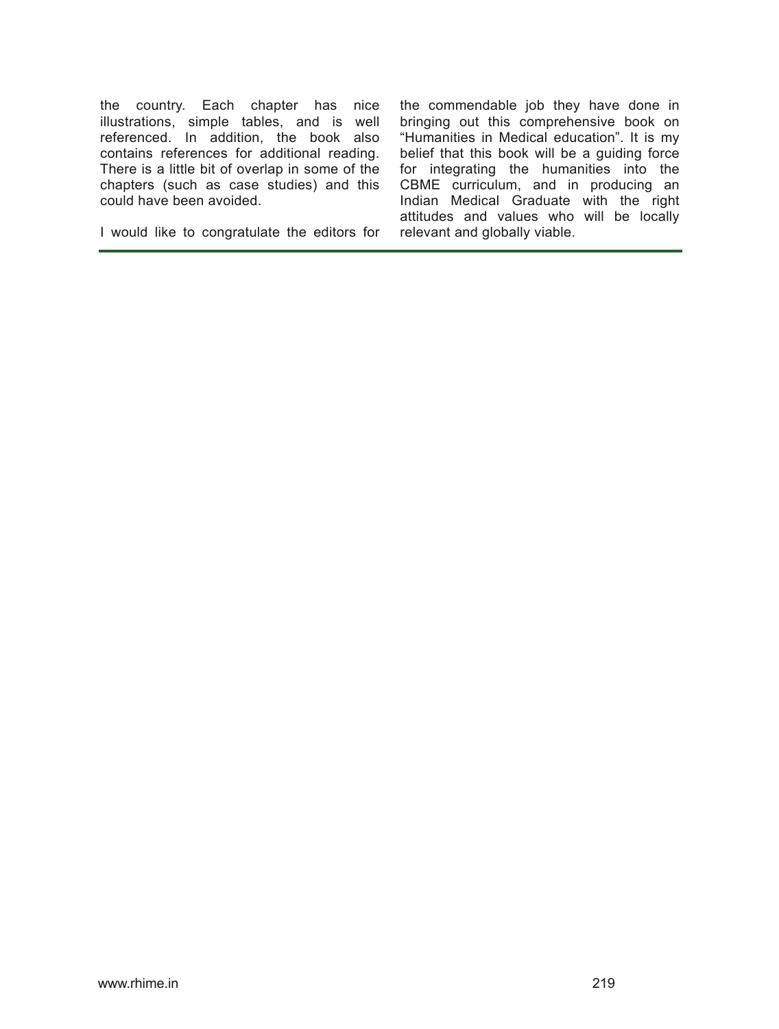the country. Each chapter has nice illustrations, simple tables, and is well referenced. In addition, the book also contains references for additional reading. There is a little bit of overlap in some of the chapters (such as case studies) and this could have been avoided.

I would like to congratulate the editors for the commendable job they have done in bringing out this comprehensive book on "Humanities in Medical education". It is my belief that this book will be a guiding force for integrating the humanities into the CBME curriculum, and in producing an Indian Medical Graduate with the right attitudes and values who will be locally relevant and globally viable.